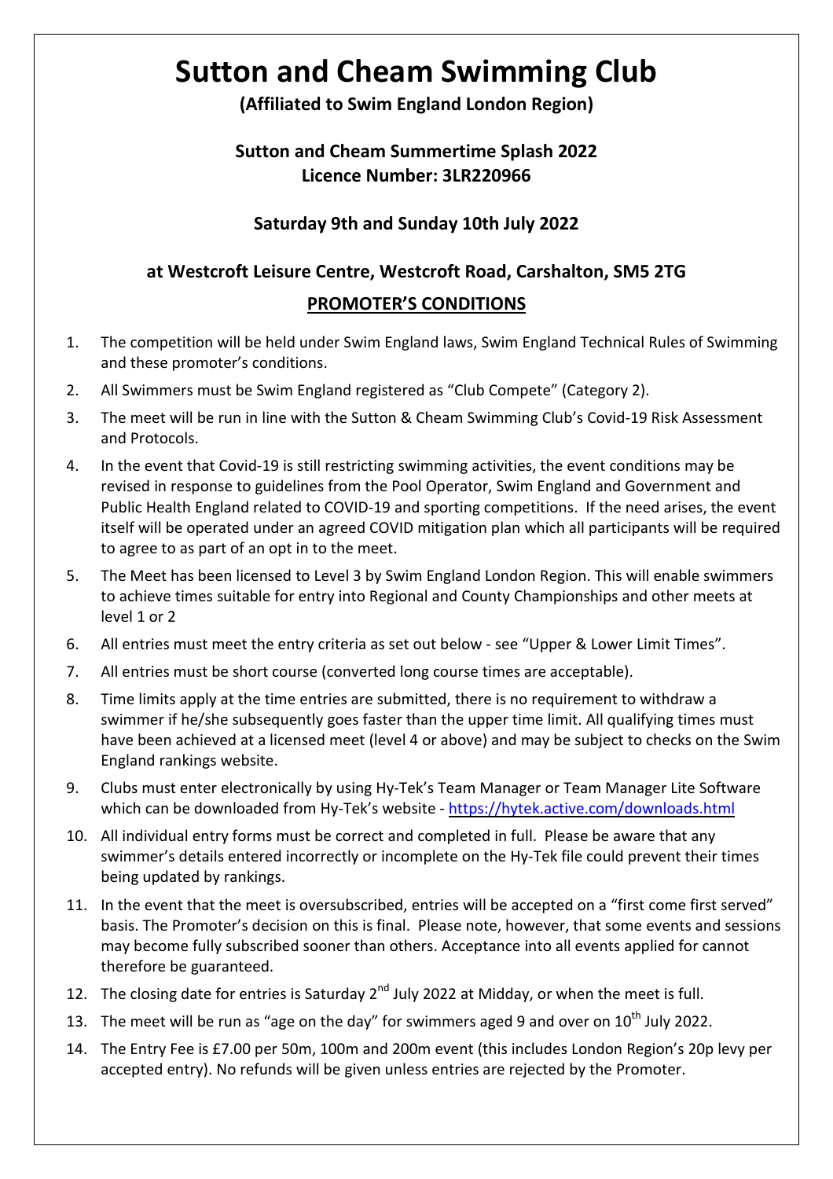# Sutton and Cheam Swimming Club

**(Affiliated to Swim England London Region)**

## Sutton and Cheam Summertime Splash 2022
## Licence Number: 3LR220966

### Saturday 9th and Sunday 10th July 2022

### at Westcroft Leisure Centre, Westcroft Road, Carshalton, SM5 2TG

## PROMOTER'S CONDITIONS

1. The competition will be held under Swim England laws, Swim England Technical Rules of Swimming and these promoter's conditions.
2. All Swimmers must be Swim England registered as "Club Compete" (Category 2).
3. The meet will be run in line with the Sutton & Cheam Swimming Club's Covid-19 Risk Assessment and Protocols.
4. In the event that Covid-19 is still restricting swimming activities, the event conditions may be revised in response to guidelines from the Pool Operator, Swim England and Government and Public Health England related to COVID-19 and sporting competitions. If the need arises, the event itself will be operated under an agreed COVID mitigation plan which all participants will be required to agree to as part of an opt in to the meet.
5. The Meet has been licensed to Level 3 by Swim England London Region. This will enable swimmers to achieve times suitable for entry into Regional and County Championships and other meets at level 1 or 2
6. All entries must meet the entry criteria as set out below - see "Upper & Lower Limit Times".
7. All entries must be short course (converted long course times are acceptable).
8. Time limits apply at the time entries are submitted, there is no requirement to withdraw a swimmer if he/she subsequently goes faster than the upper time limit. All qualifying times must have been achieved at a licensed meet (level 4 or above) and may be subject to checks on the Swim England rankings website.
9. Clubs must enter electronically by using Hy-Tek's Team Manager or Team Manager Lite Software which can be downloaded from Hy-Tek's website - https://hytek.active.com/downloads.html
10. All individual entry forms must be correct and completed in full. Please be aware that any swimmer's details entered incorrectly or incomplete on the Hy-Tek file could prevent their times being updated by rankings.
11. In the event that the meet is oversubscribed, entries will be accepted on a "first come first served" basis. The Promoter's decision on this is final. Please note, however, that some events and sessions may become fully subscribed sooner than others. Acceptance into all events applied for cannot therefore be guaranteed.
12. The closing date for entries is Saturday 2nd July 2022 at Midday, or when the meet is full.
13. The meet will be run as "age on the day" for swimmers aged 9 and over on 10th July 2022.
14. The Entry Fee is £7.00 per 50m, 100m and 200m event (this includes London Region's 20p levy per accepted entry). No refunds will be given unless entries are rejected by the Promoter.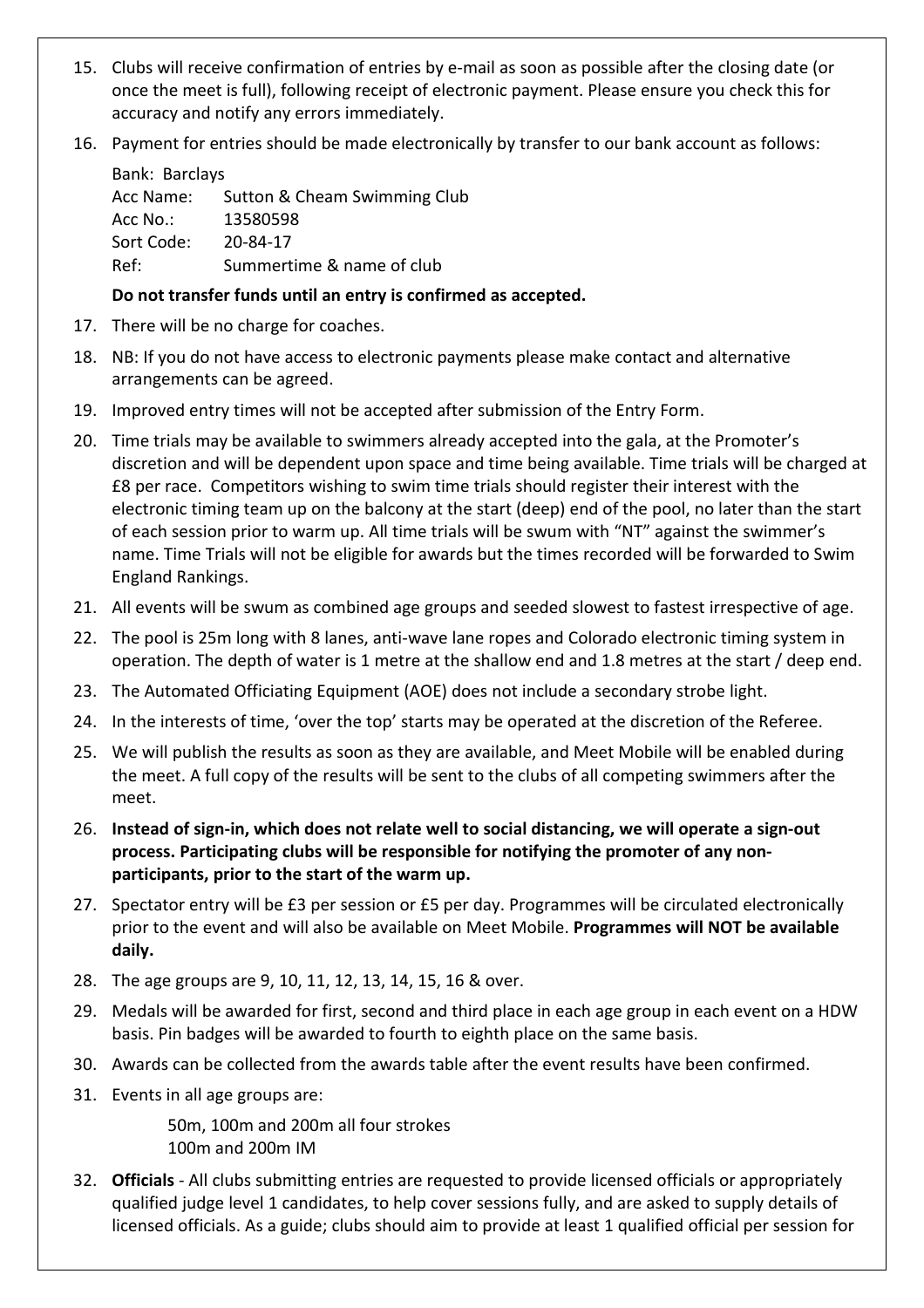15. Clubs will receive confirmation of entries by e-mail as soon as possible after the closing date (or once the meet is full), following receipt of electronic payment. Please ensure you check this for accuracy and notify any errors immediately.

16. Payment for entries should be made electronically by transfer to our bank account as follows:

    Bank: Barclays
    Acc Name: Sutton & Cheam Swimming Club
    Acc No.: 13580598
    Sort Code: 20-84-17
    Ref: Summertime & name of club

    **Do not transfer funds until an entry is confirmed as accepted.**

17. There will be no charge for coaches.

18. NB: If you do not have access to electronic payments please make contact and alternative arrangements can be agreed.

19. Improved entry times will not be accepted after submission of the Entry Form.

20. Time trials may be available to swimmers already accepted into the gala, at the Promoter's discretion and will be dependent upon space and time being available. Time trials will be charged at £8 per race. Competitors wishing to swim time trials should register their interest with the electronic timing team up on the balcony at the start (deep) end of the pool, no later than the start of each session prior to warm up. All time trials will be swum with "NT" against the swimmer's name. Time Trials will not be eligible for awards but the times recorded will be forwarded to Swim England Rankings.

21. All events will be swum as combined age groups and seeded slowest to fastest irrespective of age.

22. The pool is 25m long with 8 lanes, anti-wave lane ropes and Colorado electronic timing system in operation. The depth of water is 1 metre at the shallow end and 1.8 metres at the start / deep end.

23. The Automated Officiating Equipment (AOE) does not include a secondary strobe light.

24. In the interests of time, 'over the top' starts may be operated at the discretion of the Referee.

25. We will publish the results as soon as they are available, and Meet Mobile will be enabled during the meet. A full copy of the results will be sent to the clubs of all competing swimmers after the meet.

26. **Instead of sign-in, which does not relate well to social distancing, we will operate a sign-out process. Participating clubs will be responsible for notifying the promoter of any non-participants, prior to the start of the warm up.**

27. Spectator entry will be £3 per session or £5 per day. Programmes will be circulated electronically prior to the event and will also be available on Meet Mobile. **Programmes will NOT be available daily.**

28. The age groups are 9, 10, 11, 12, 13, 14, 15, 16 & over.

29. Medals will be awarded for first, second and third place in each age group in each event on a HDW basis. Pin badges will be awarded to fourth to eighth place on the same basis.

30. Awards can be collected from the awards table after the event results have been confirmed.

31. Events in all age groups are:

    50m, 100m and 200m all four strokes
    100m and 200m IM

32. **Officials** - All clubs submitting entries are requested to provide licensed officials or appropriately qualified judge level 1 candidates, to help cover sessions fully, and are asked to supply details of licensed officials. As a guide; clubs should aim to provide at least 1 qualified official per session for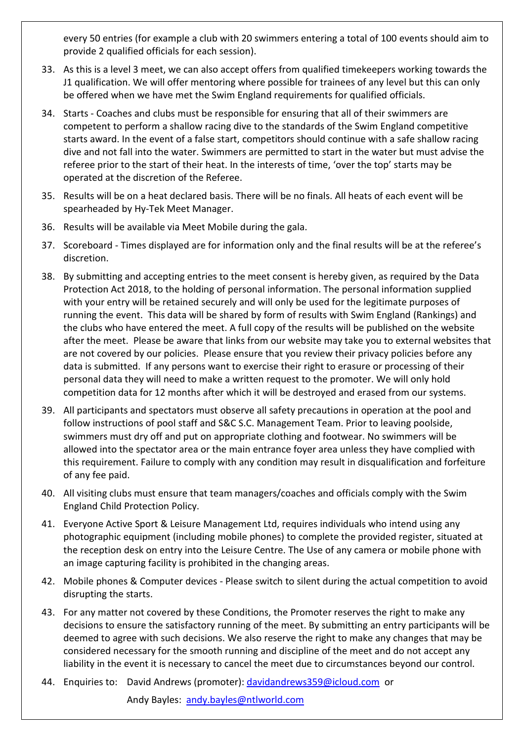every 50 entries (for example a club with 20 swimmers entering a total of 100 events should aim to provide 2 qualified officials for each session).

33. As this is a level 3 meet, we can also accept offers from qualified timekeepers working towards the J1 qualification. We will offer mentoring where possible for trainees of any level but this can only be offered when we have met the Swim England requirements for qualified officials.
34. Starts - Coaches and clubs must be responsible for ensuring that all of their swimmers are competent to perform a shallow racing dive to the standards of the Swim England competitive starts award. In the event of a false start, competitors should continue with a safe shallow racing dive and not fall into the water. Swimmers are permitted to start in the water but must advise the referee prior to the start of their heat. In the interests of time, 'over the top' starts may be operated at the discretion of the Referee.
35. Results will be on a heat declared basis. There will be no finals. All heats of each event will be spearheaded by Hy-Tek Meet Manager.
36. Results will be available via Meet Mobile during the gala.
37. Scoreboard - Times displayed are for information only and the final results will be at the referee's discretion.
38. By submitting and accepting entries to the meet consent is hereby given, as required by the Data Protection Act 2018, to the holding of personal information. The personal information supplied with your entry will be retained securely and will only be used for the legitimate purposes of running the event. This data will be shared by form of results with Swim England (Rankings) and the clubs who have entered the meet. A full copy of the results will be published on the website after the meet. Please be aware that links from our website may take you to external websites that are not covered by our policies. Please ensure that you review their privacy policies before any data is submitted. If any persons want to exercise their right to erasure or processing of their personal data they will need to make a written request to the promoter. We will only hold competition data for 12 months after which it will be destroyed and erased from our systems.
39. All participants and spectators must observe all safety precautions in operation at the pool and follow instructions of pool staff and S&C S.C. Management Team. Prior to leaving poolside, swimmers must dry off and put on appropriate clothing and footwear. No swimmers will be allowed into the spectator area or the main entrance foyer area unless they have complied with this requirement. Failure to comply with any condition may result in disqualification and forfeiture of any fee paid.
40. All visiting clubs must ensure that team managers/coaches and officials comply with the Swim England Child Protection Policy.
41. Everyone Active Sport & Leisure Management Ltd, requires individuals who intend using any photographic equipment (including mobile phones) to complete the provided register, situated at the reception desk on entry into the Leisure Centre. The Use of any camera or mobile phone with an image capturing facility is prohibited in the changing areas.
42. Mobile phones & Computer devices - Please switch to silent during the actual competition to avoid disrupting the starts.
43. For any matter not covered by these Conditions, the Promoter reserves the right to make any decisions to ensure the satisfactory running of the meet. By submitting an entry participants will be deemed to agree with such decisions. We also reserve the right to make any changes that may be considered necessary for the smooth running and discipline of the meet and do not accept any liability in the event it is necessary to cancel the meet due to circumstances beyond our control.
44. Enquiries to: David Andrews (promoter): davidandrews359@icloud.com or

    Andy Bayles: andy.bayles@ntlworld.com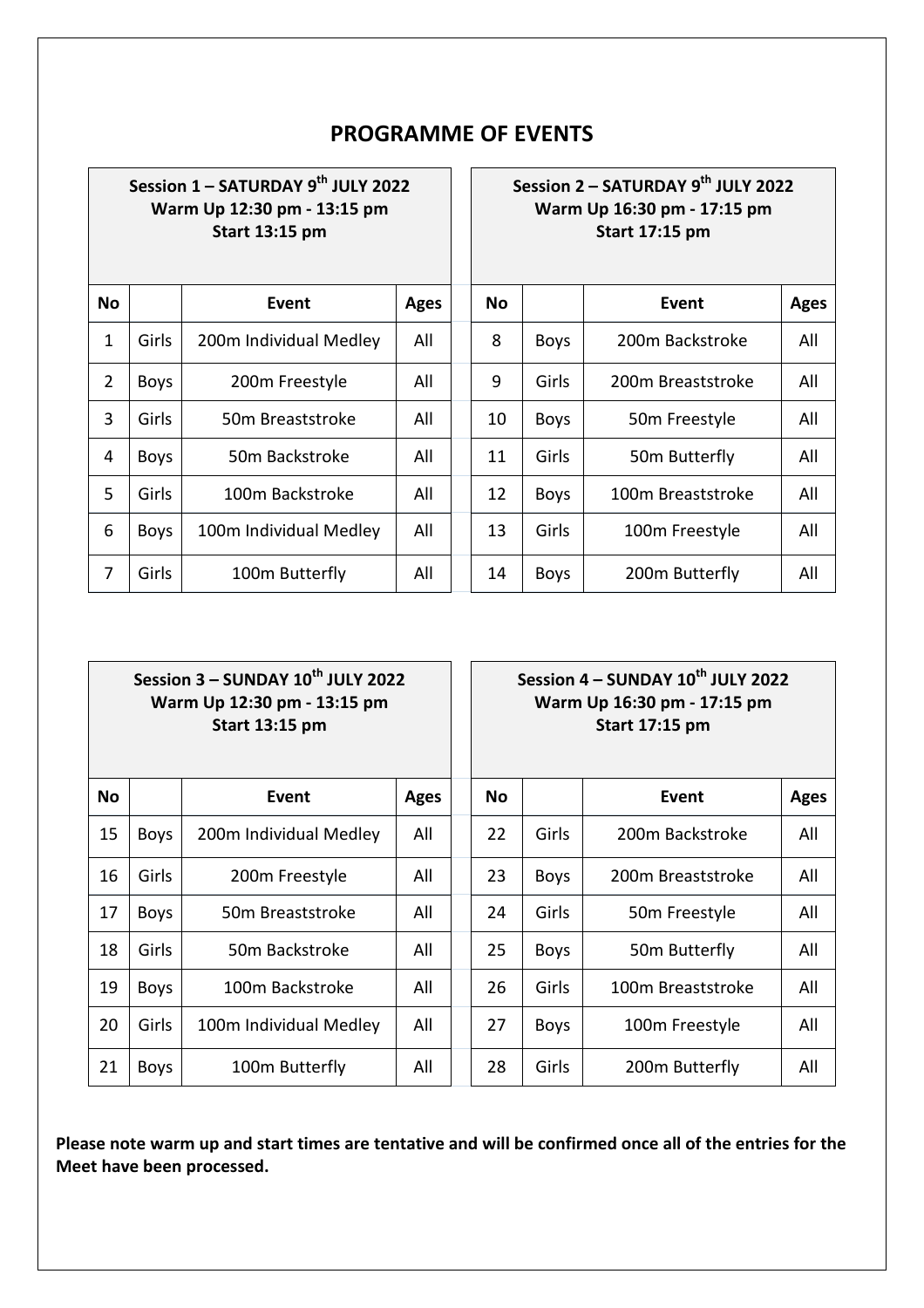# PROGRAMME OF EVENTS

| Session 1 – SATURDAY 9th JULY 2022<br>Warm Up 12:30 pm - 13:15 pm<br>Start 13:15 pm | | | |
|---|---|---|---|
| **No** | | **Event** | **Ages** |
| 1 | Girls | 200m Individual Medley | All |
| 2 | Boys | 200m Freestyle | All |
| 3 | Girls | 50m Breaststroke | All |
| 4 | Boys | 50m Backstroke | All |
| 5 | Girls | 100m Backstroke | All |
| 6 | Boys | 100m Individual Medley | All |
| 7 | Girls | 100m Butterfly | All |

| Session 2 – SATURDAY 9th JULY 2022<br>Warm Up 16:30 pm - 17:15 pm<br>Start 17:15 pm | | | |
|---|---|---|---|
| **No** | | **Event** | **Ages** |
| 8 | Boys | 200m Backstroke | All |
| 9 | Girls | 200m Breaststroke | All |
| 10 | Boys | 50m Freestyle | All |
| 11 | Girls | 50m Butterfly | All |
| 12 | Boys | 100m Breaststroke | All |
| 13 | Girls | 100m Freestyle | All |
| 14 | Boys | 200m Butterfly | All |

| Session 3 – SUNDAY 10th JULY 2022<br>Warm Up 12:30 pm - 13:15 pm<br>Start 13:15 pm | | | |
|---|---|---|---|
| **No** | | **Event** | **Ages** |
| 15 | Boys | 200m Individual Medley | All |
| 16 | Girls | 200m Freestyle | All |
| 17 | Boys | 50m Breaststroke | All |
| 18 | Girls | 50m Backstroke | All |
| 19 | Boys | 100m Backstroke | All |
| 20 | Girls | 100m Individual Medley | All |
| 21 | Boys | 100m Butterfly | All |

| Session 4 – SUNDAY 10th JULY 2022<br>Warm Up 16:30 pm - 17:15 pm<br>Start 17:15 pm | | | |
|---|---|---|---|
| **No** | | **Event** | **Ages** |
| 22 | Girls | 200m Backstroke | All |
| 23 | Boys | 200m Breaststroke | All |
| 24 | Girls | 50m Freestyle | All |
| 25 | Boys | 50m Butterfly | All |
| 26 | Girls | 100m Breaststroke | All |
| 27 | Boys | 100m Freestyle | All |
| 28 | Girls | 200m Butterfly | All |

**Please note warm up and start times are tentative and will be confirmed once all of the entries for the Meet have been processed.**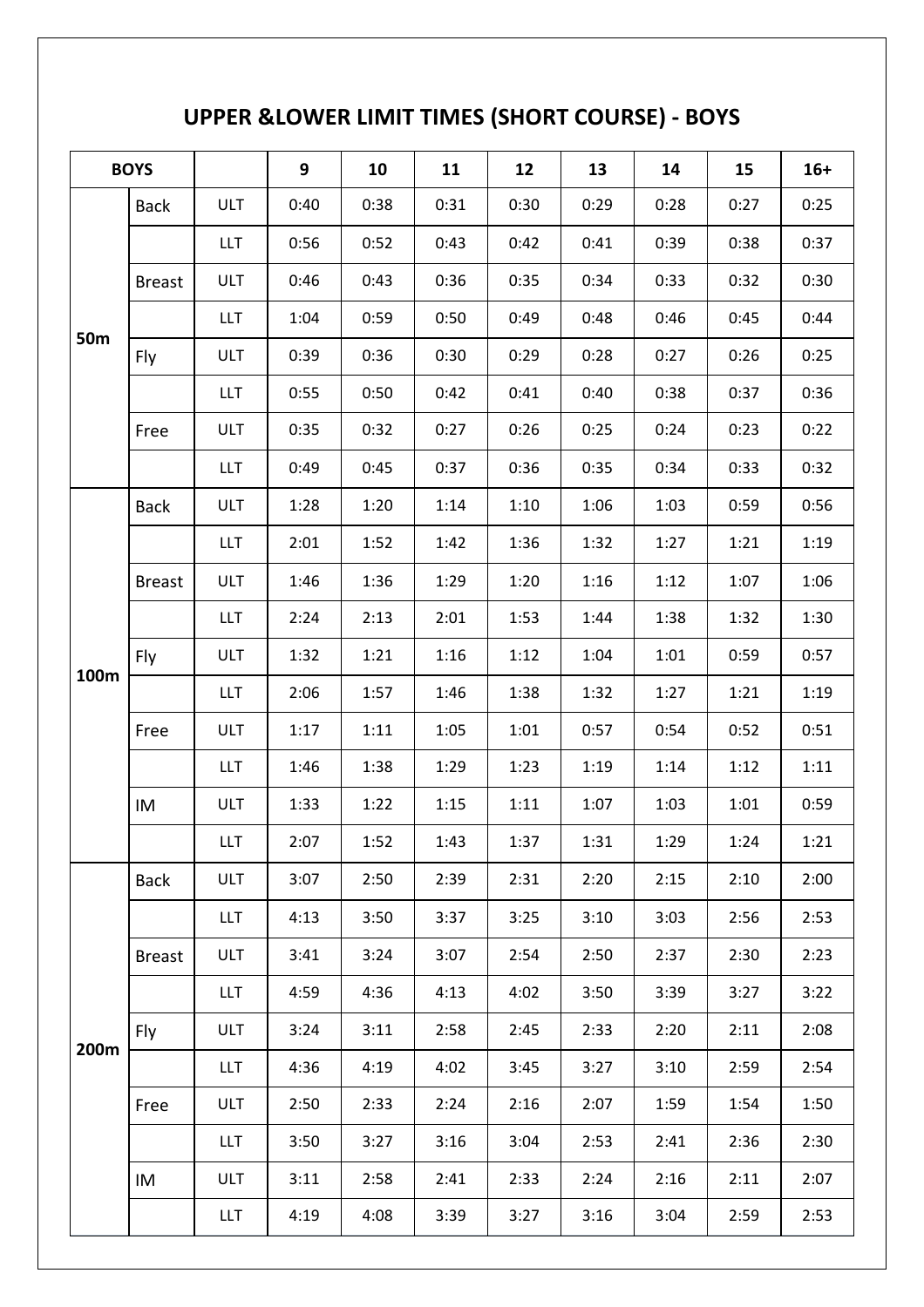## UPPER &LOWER LIMIT TIMES (SHORT COURSE) - BOYS

| BOYS | | | 9 | 10 | 11 | 12 | 13 | 14 | 15 | 16+ |
|---|---|---|---|---|---|---|---|---|---|---|
| 50m | Back | ULT | 0:40 | 0:38 | 0:31 | 0:30 | 0:29 | 0:28 | 0:27 | 0:25 |
| | | LLT | 0:56 | 0:52 | 0:43 | 0:42 | 0:41 | 0:39 | 0:38 | 0:37 |
| | Breast | ULT | 0:46 | 0:43 | 0:36 | 0:35 | 0:34 | 0:33 | 0:32 | 0:30 |
| | | LLT | 1:04 | 0:59 | 0:50 | 0:49 | 0:48 | 0:46 | 0:45 | 0:44 |
| | Fly | ULT | 0:39 | 0:36 | 0:30 | 0:29 | 0:28 | 0:27 | 0:26 | 0:25 |
| | | LLT | 0:55 | 0:50 | 0:42 | 0:41 | 0:40 | 0:38 | 0:37 | 0:36 |
| | Free | ULT | 0:35 | 0:32 | 0:27 | 0:26 | 0:25 | 0:24 | 0:23 | 0:22 |
| | | LLT | 0:49 | 0:45 | 0:37 | 0:36 | 0:35 | 0:34 | 0:33 | 0:32 |
| 100m | Back | ULT | 1:28 | 1:20 | 1:14 | 1:10 | 1:06 | 1:03 | 0:59 | 0:56 |
| | | LLT | 2:01 | 1:52 | 1:42 | 1:36 | 1:32 | 1:27 | 1:21 | 1:19 |
| | Breast | ULT | 1:46 | 1:36 | 1:29 | 1:20 | 1:16 | 1:12 | 1:07 | 1:06 |
| | | LLT | 2:24 | 2:13 | 2:01 | 1:53 | 1:44 | 1:38 | 1:32 | 1:30 |
| | Fly | ULT | 1:32 | 1:21 | 1:16 | 1:12 | 1:04 | 1:01 | 0:59 | 0:57 |
| | | LLT | 2:06 | 1:57 | 1:46 | 1:38 | 1:32 | 1:27 | 1:21 | 1:19 |
| | Free | ULT | 1:17 | 1:11 | 1:05 | 1:01 | 0:57 | 0:54 | 0:52 | 0:51 |
| | | LLT | 1:46 | 1:38 | 1:29 | 1:23 | 1:19 | 1:14 | 1:12 | 1:11 |
| | IM | ULT | 1:33 | 1:22 | 1:15 | 1:11 | 1:07 | 1:03 | 1:01 | 0:59 |
| | | LLT | 2:07 | 1:52 | 1:43 | 1:37 | 1:31 | 1:29 | 1:24 | 1:21 |
| 200m | Back | ULT | 3:07 | 2:50 | 2:39 | 2:31 | 2:20 | 2:15 | 2:10 | 2:00 |
| | | LLT | 4:13 | 3:50 | 3:37 | 3:25 | 3:10 | 3:03 | 2:56 | 2:53 |
| | Breast | ULT | 3:41 | 3:24 | 3:07 | 2:54 | 2:50 | 2:37 | 2:30 | 2:23 |
| | | LLT | 4:59 | 4:36 | 4:13 | 4:02 | 3:50 | 3:39 | 3:27 | 3:22 |
| | Fly | ULT | 3:24 | 3:11 | 2:58 | 2:45 | 2:33 | 2:20 | 2:11 | 2:08 |
| | | LLT | 4:36 | 4:19 | 4:02 | 3:45 | 3:27 | 3:10 | 2:59 | 2:54 |
| | Free | ULT | 2:50 | 2:33 | 2:24 | 2:16 | 2:07 | 1:59 | 1:54 | 1:50 |
| | | LLT | 3:50 | 3:27 | 3:16 | 3:04 | 2:53 | 2:41 | 2:36 | 2:30 |
| | IM | ULT | 3:11 | 2:58 | 2:41 | 2:33 | 2:24 | 2:16 | 2:11 | 2:07 |
| | | LLT | 4:19 | 4:08 | 3:39 | 3:27 | 3:16 | 3:04 | 2:59 | 2:53 |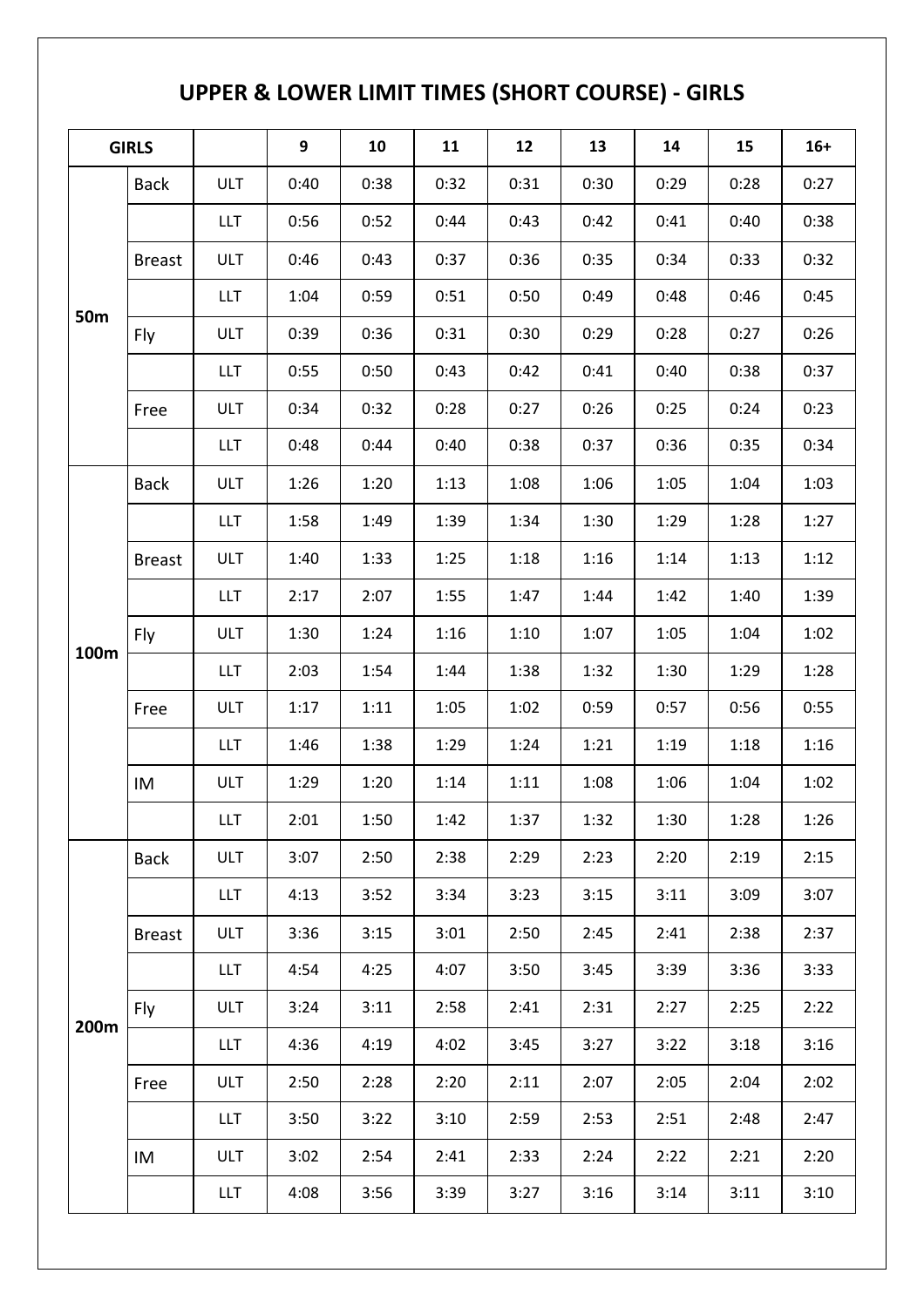# UPPER & LOWER LIMIT TIMES (SHORT COURSE) - GIRLS

| GIRLS | | | 9 | 10 | 11 | 12 | 13 | 14 | 15 | 16+ |
|---|---|---|---|---|---|---|---|---|---|---|
| 50m | Back | ULT | 0:40 | 0:38 | 0:32 | 0:31 | 0:30 | 0:29 | 0:28 | 0:27 |
| | | LLT | 0:56 | 0:52 | 0:44 | 0:43 | 0:42 | 0:41 | 0:40 | 0:38 |
| | Breast | ULT | 0:46 | 0:43 | 0:37 | 0:36 | 0:35 | 0:34 | 0:33 | 0:32 |
| | | LLT | 1:04 | 0:59 | 0:51 | 0:50 | 0:49 | 0:48 | 0:46 | 0:45 |
| | Fly | ULT | 0:39 | 0:36 | 0:31 | 0:30 | 0:29 | 0:28 | 0:27 | 0:26 |
| | | LLT | 0:55 | 0:50 | 0:43 | 0:42 | 0:41 | 0:40 | 0:38 | 0:37 |
| | Free | ULT | 0:34 | 0:32 | 0:28 | 0:27 | 0:26 | 0:25 | 0:24 | 0:23 |
| | | LLT | 0:48 | 0:44 | 0:40 | 0:38 | 0:37 | 0:36 | 0:35 | 0:34 |
| 100m | Back | ULT | 1:26 | 1:20 | 1:13 | 1:08 | 1:06 | 1:05 | 1:04 | 1:03 |
| | | LLT | 1:58 | 1:49 | 1:39 | 1:34 | 1:30 | 1:29 | 1:28 | 1:27 |
| | Breast | ULT | 1:40 | 1:33 | 1:25 | 1:18 | 1:16 | 1:14 | 1:13 | 1:12 |
| | | LLT | 2:17 | 2:07 | 1:55 | 1:47 | 1:44 | 1:42 | 1:40 | 1:39 |
| | Fly | ULT | 1:30 | 1:24 | 1:16 | 1:10 | 1:07 | 1:05 | 1:04 | 1:02 |
| | | LLT | 2:03 | 1:54 | 1:44 | 1:38 | 1:32 | 1:30 | 1:29 | 1:28 |
| | Free | ULT | 1:17 | 1:11 | 1:05 | 1:02 | 0:59 | 0:57 | 0:56 | 0:55 |
| | | LLT | 1:46 | 1:38 | 1:29 | 1:24 | 1:21 | 1:19 | 1:18 | 1:16 |
| | IM | ULT | 1:29 | 1:20 | 1:14 | 1:11 | 1:08 | 1:06 | 1:04 | 1:02 |
| | | LLT | 2:01 | 1:50 | 1:42 | 1:37 | 1:32 | 1:30 | 1:28 | 1:26 |
| 200m | Back | ULT | 3:07 | 2:50 | 2:38 | 2:29 | 2:23 | 2:20 | 2:19 | 2:15 |
| | | LLT | 4:13 | 3:52 | 3:34 | 3:23 | 3:15 | 3:11 | 3:09 | 3:07 |
| | Breast | ULT | 3:36 | 3:15 | 3:01 | 2:50 | 2:45 | 2:41 | 2:38 | 2:37 |
| | | LLT | 4:54 | 4:25 | 4:07 | 3:50 | 3:45 | 3:39 | 3:36 | 3:33 |
| | Fly | ULT | 3:24 | 3:11 | 2:58 | 2:41 | 2:31 | 2:27 | 2:25 | 2:22 |
| | | LLT | 4:36 | 4:19 | 4:02 | 3:45 | 3:27 | 3:22 | 3:18 | 3:16 |
| | Free | ULT | 2:50 | 2:28 | 2:20 | 2:11 | 2:07 | 2:05 | 2:04 | 2:02 |
| | | LLT | 3:50 | 3:22 | 3:10 | 2:59 | 2:53 | 2:51 | 2:48 | 2:47 |
| | IM | ULT | 3:02 | 2:54 | 2:41 | 2:33 | 2:24 | 2:22 | 2:21 | 2:20 |
| | | LLT | 4:08 | 3:56 | 3:39 | 3:27 | 3:16 | 3:14 | 3:11 | 3:10 |